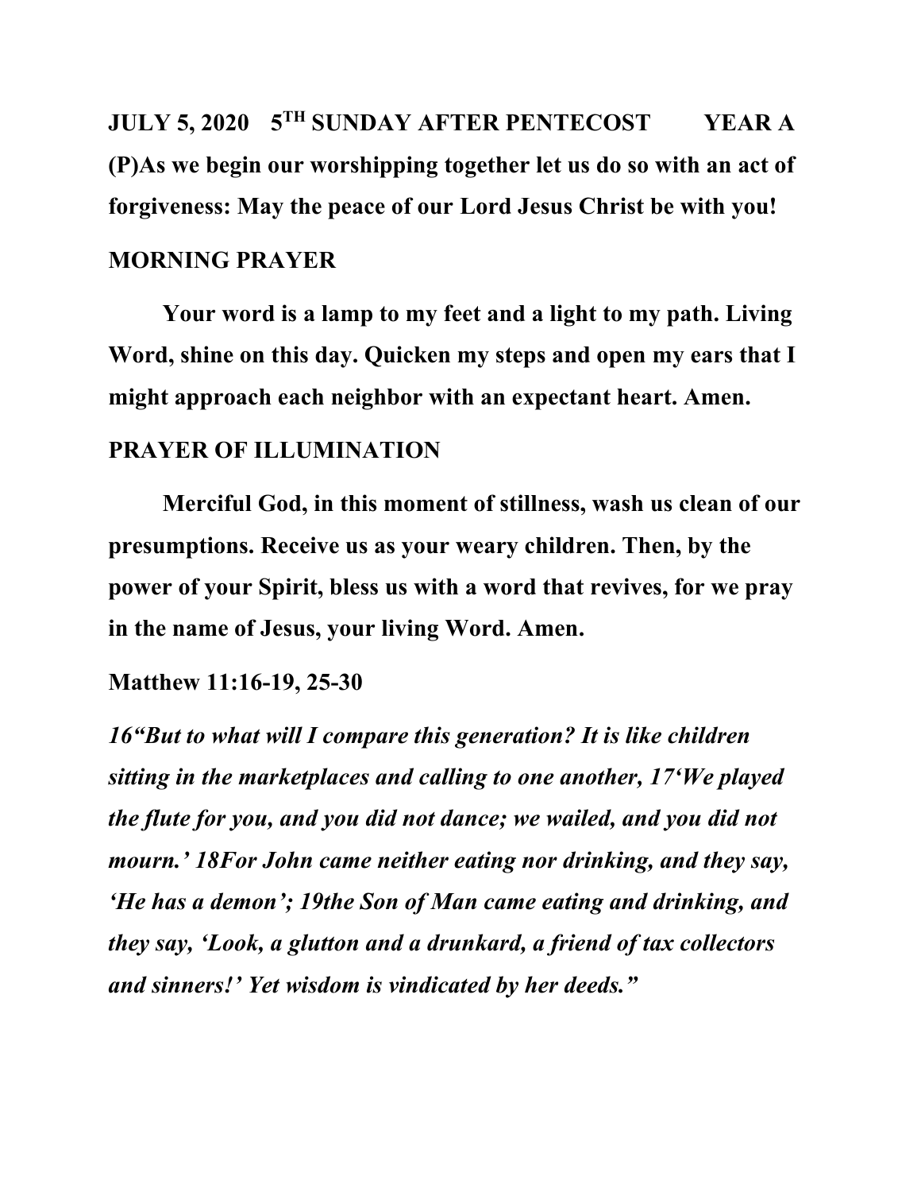**JULY 5, 2020 5TH SUNDAY AFTER PENTECOST YEAR A**

**(P)As we begin our worshipping together let us do so with an act of forgiveness: May the peace of our Lord Jesus Christ be with you!**

**MORNING PRAYER**

**Your word is a lamp to my feet and a light to my path. Living Word, shine on this day. Quicken my steps and open my ears that I might approach each neighbor with an expectant heart. Amen.**

**PRAYER OF ILLUMINATION**

**Merciful God, in this moment of stillness, wash us clean of our presumptions. Receive us as your weary children. Then, by the power of your Spirit, bless us with a word that revives, for we pray in the name of Jesus, your living Word. Amen.**

**Matthew 11:16-19, 25-30**

***16"But to what will I compare this generation? It is like children sitting in the marketplaces and calling to one another, 17'We played the flute for you, and you did not dance; we wailed, and you did not mourn.' 18For John came neither eating nor drinking, and they say, 'He has a demon'; 19the Son of Man came eating and drinking, and they say, 'Look, a glutton and a drunkard, a friend of tax collectors and sinners!' Yet wisdom is vindicated by her deeds."***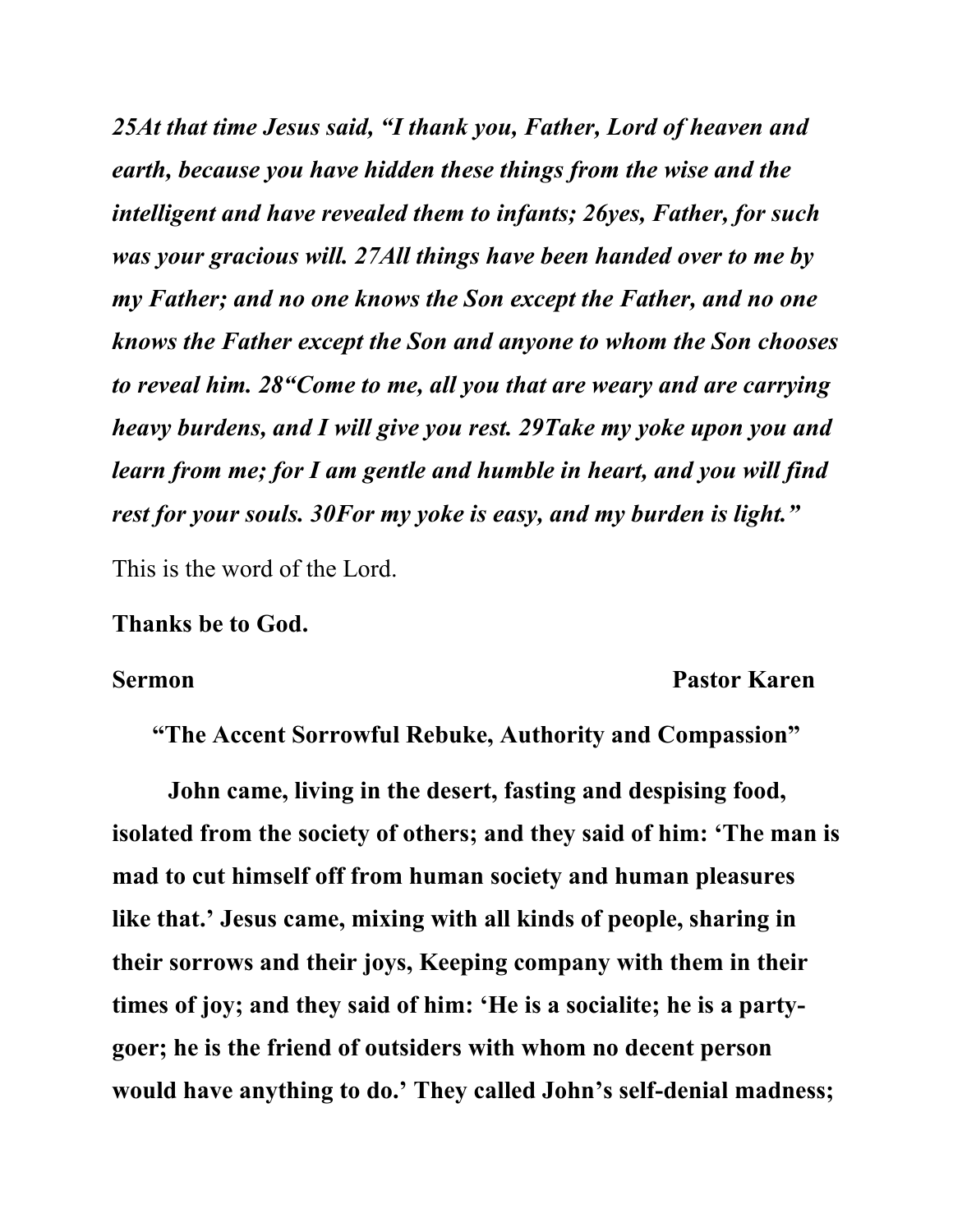***25At that time Jesus said, "I thank you, Father, Lord of heaven and earth, because you have hidden these things from the wise and the intelligent and have revealed them to infants; 26yes, Father, for such was your gracious will. 27All things have been handed over to me by my Father; and no one knows the Son except the Father, and no one knows the Father except the Son and anyone to whom the Son chooses to reveal him. 28"Come to me, all you that are weary and are carrying heavy burdens, and I will give you rest. 29Take my yoke upon you and learn from me; for I am gentle and humble in heart, and you will find rest for your souls. 30For my yoke is easy, and my burden is light."***

This is the word of the Lord.

**Thanks be to God.**

**Sermon** **Pastor Karen**

**"The Accent Sorrowful Rebuke, Authority and Compassion"**

**John came, living in the desert, fasting and despising food, isolated from the society of others; and they said of him: 'The man is mad to cut himself off from human society and human pleasures like that.' Jesus came, mixing with all kinds of people, sharing in their sorrows and their joys, Keeping company with them in their times of joy; and they said of him: 'He is a socialite; he is a party-goer; he is the friend of outsiders with whom no decent person would have anything to do.' They called John's self-denial madness;**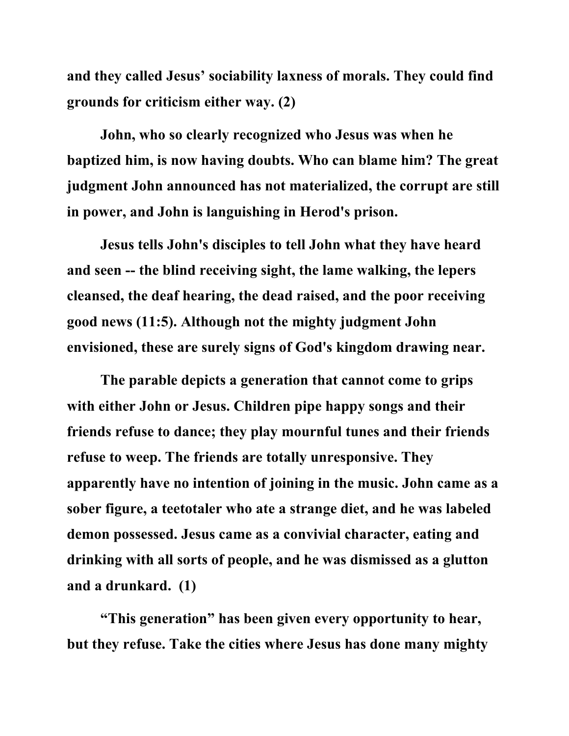and they called Jesus' sociability laxness of morals. They could find grounds for criticism either way. (2)

John, who so clearly recognized who Jesus was when he baptized him, is now having doubts. Who can blame him? The great judgment John announced has not materialized, the corrupt are still in power, and John is languishing in Herod's prison.

Jesus tells John's disciples to tell John what they have heard and seen -- the blind receiving sight, the lame walking, the lepers cleansed, the deaf hearing, the dead raised, and the poor receiving good news (11:5). Although not the mighty judgment John envisioned, these are surely signs of God's kingdom drawing near.

The parable depicts a generation that cannot come to grips with either John or Jesus. Children pipe happy songs and their friends refuse to dance; they play mournful tunes and their friends refuse to weep. The friends are totally unresponsive. They apparently have no intention of joining in the music. John came as a sober figure, a teetotaler who ate a strange diet, and he was labeled demon possessed. Jesus came as a convivial character, eating and drinking with all sorts of people, and he was dismissed as a glutton and a drunkard. (1)

"This generation" has been given every opportunity to hear, but they refuse. Take the cities where Jesus has done many mighty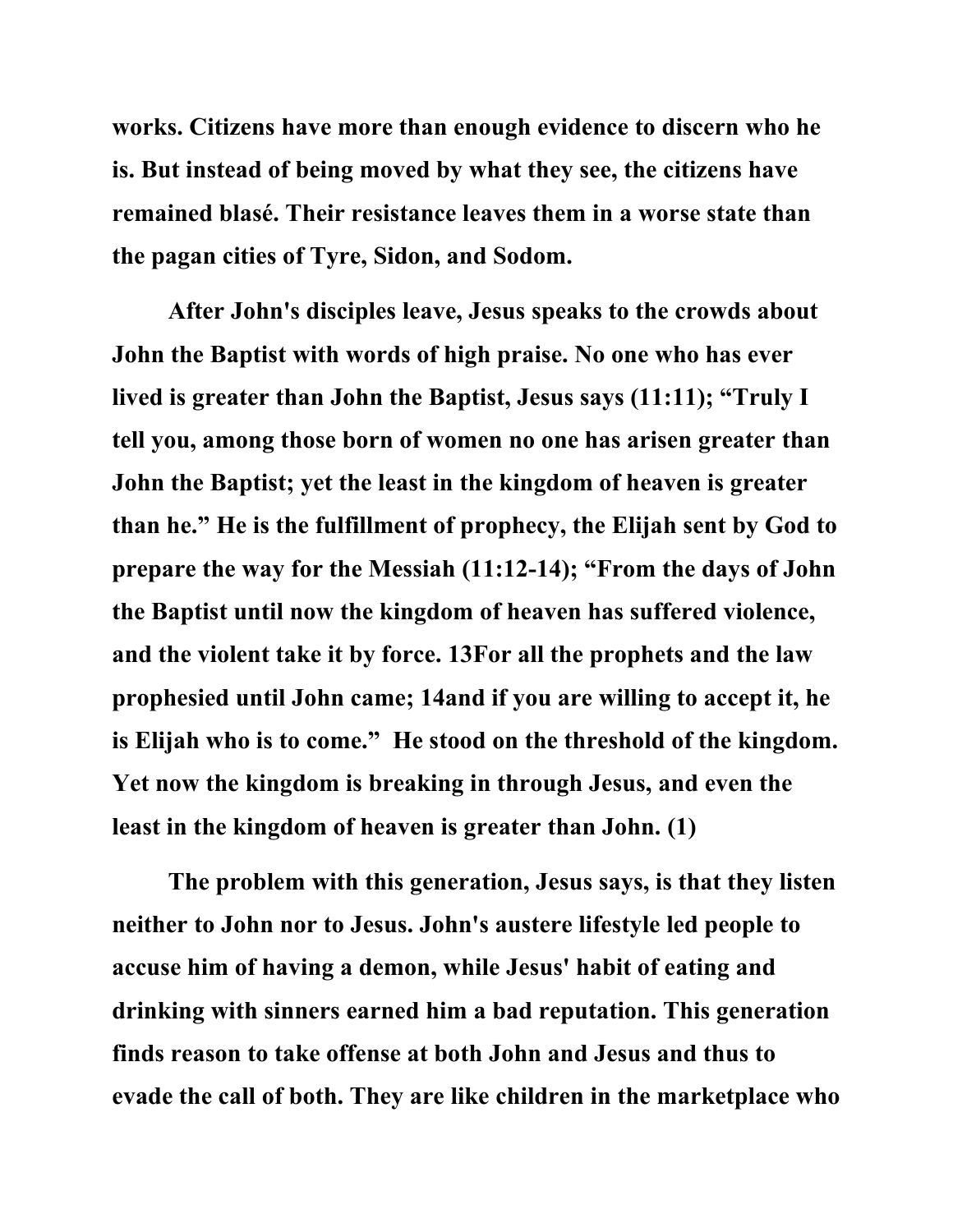works. Citizens have more than enough evidence to discern who he is. But instead of being moved by what they see, the citizens have remained blasé. Their resistance leaves them in a worse state than the pagan cities of Tyre, Sidon, and Sodom.

After John's disciples leave, Jesus speaks to the crowds about John the Baptist with words of high praise. No one who has ever lived is greater than John the Baptist, Jesus says (11:11); "Truly I tell you, among those born of women no one has arisen greater than John the Baptist; yet the least in the kingdom of heaven is greater than he." He is the fulfillment of prophecy, the Elijah sent by God to prepare the way for the Messiah (11:12-14); "From the days of John the Baptist until now the kingdom of heaven has suffered violence, and the violent take it by force. 13For all the prophets and the law prophesied until John came; 14and if you are willing to accept it, he is Elijah who is to come." He stood on the threshold of the kingdom. Yet now the kingdom is breaking in through Jesus, and even the least in the kingdom of heaven is greater than John. (1)

The problem with this generation, Jesus says, is that they listen neither to John nor to Jesus. John's austere lifestyle led people to accuse him of having a demon, while Jesus' habit of eating and drinking with sinners earned him a bad reputation. This generation finds reason to take offense at both John and Jesus and thus to evade the call of both. They are like children in the marketplace who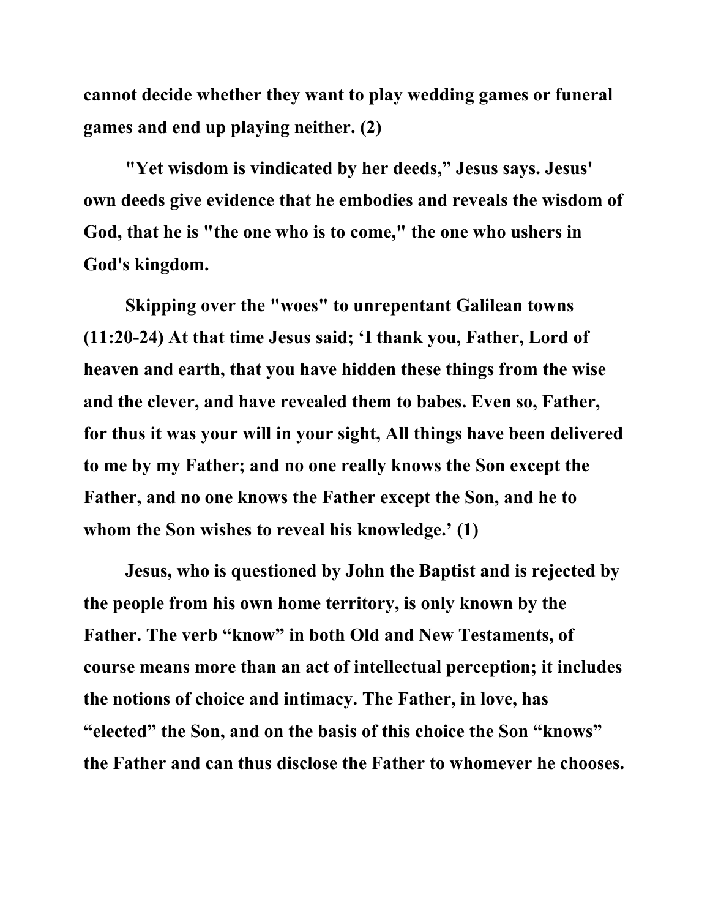**cannot decide whether they want to play wedding games or funeral games and end up playing neither. (2)**

**"Yet wisdom is vindicated by her deeds," Jesus says. Jesus' own deeds give evidence that he embodies and reveals the wisdom of God, that he is "the one who is to come," the one who ushers in God's kingdom.**

**Skipping over the "woes" to unrepentant Galilean towns (11:20-24) At that time Jesus said; 'I thank you, Father, Lord of heaven and earth, that you have hidden these things from the wise and the clever, and have revealed them to babes. Even so, Father, for thus it was your will in your sight, All things have been delivered to me by my Father; and no one really knows the Son except the Father, and no one knows the Father except the Son, and he to whom the Son wishes to reveal his knowledge.' (1)**

**Jesus, who is questioned by John the Baptist and is rejected by the people from his own home territory, is only known by the Father. The verb "know" in both Old and New Testaments, of course means more than an act of intellectual perception; it includes the notions of choice and intimacy. The Father, in love, has "elected" the Son, and on the basis of this choice the Son "knows" the Father and can thus disclose the Father to whomever he chooses.**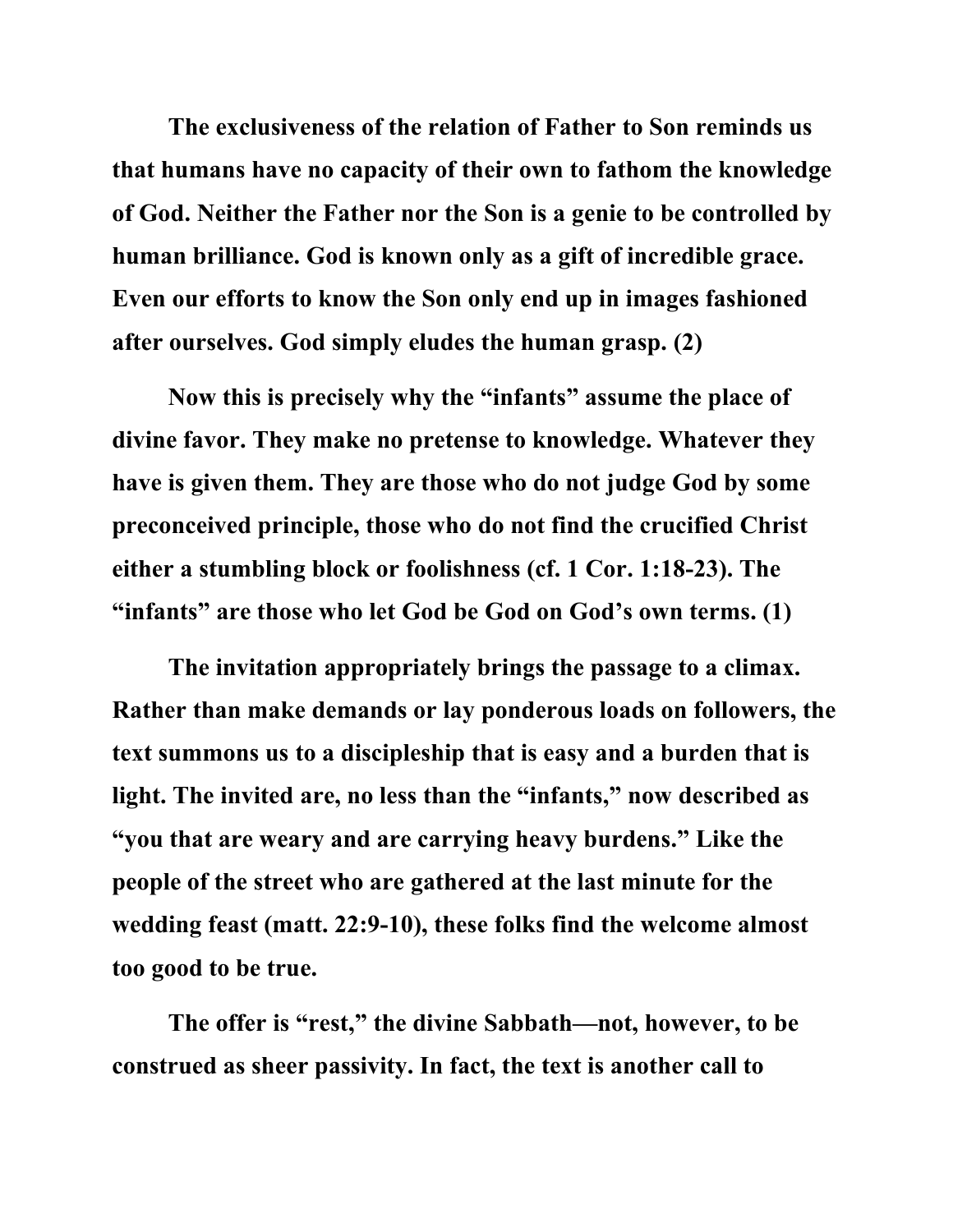**The exclusiveness of the relation of Father to Son reminds us that humans have no capacity of their own to fathom the knowledge of God. Neither the Father nor the Son is a genie to be controlled by human brilliance. God is known only as a gift of incredible grace. Even our efforts to know the Son only end up in images fashioned after ourselves. God simply eludes the human grasp. (2)**

**Now this is precisely why the "infants" assume the place of divine favor. They make no pretense to knowledge. Whatever they have is given them. They are those who do not judge God by some preconceived principle, those who do not find the crucified Christ either a stumbling block or foolishness (cf. 1 Cor. 1:18-23). The "infants" are those who let God be God on God's own terms. (1)**

**The invitation appropriately brings the passage to a climax. Rather than make demands or lay ponderous loads on followers, the text summons us to a discipleship that is easy and a burden that is light. The invited are, no less than the "infants," now described as "you that are weary and are carrying heavy burdens." Like the people of the street who are gathered at the last minute for the wedding feast (matt. 22:9-10), these folks find the welcome almost too good to be true.**

**The offer is "rest," the divine Sabbath—not, however, to be construed as sheer passivity. In fact, the text is another call to**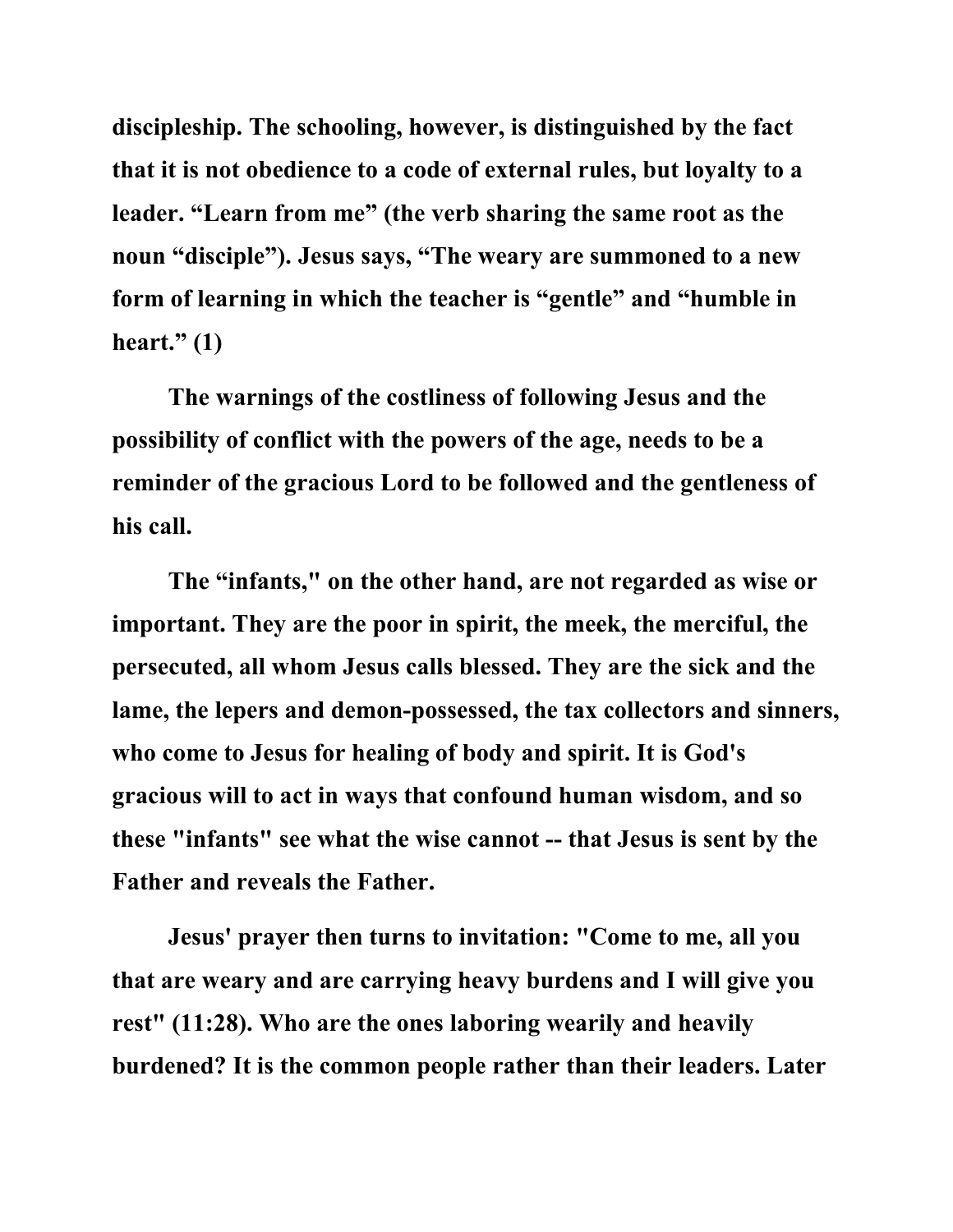**discipleship. The schooling, however, is distinguished by the fact that it is not obedience to a code of external rules, but loyalty to a leader. “Learn from me” (the verb sharing the same root as the noun “disciple”). Jesus says, “The weary are summoned to a new form of learning in which the teacher is “gentle” and “humble in heart.” (1)**

**The warnings of the costliness of following Jesus and the possibility of conflict with the powers of the age, needs to be a reminder of the gracious Lord to be followed and the gentleness of his call.**

**The “infants," on the other hand, are not regarded as wise or important. They are the poor in spirit, the meek, the merciful, the persecuted, all whom Jesus calls blessed. They are the sick and the lame, the lepers and demon-possessed, the tax collectors and sinners, who come to Jesus for healing of body and spirit. It is God's gracious will to act in ways that confound human wisdom, and so these "infants" see what the wise cannot -- that Jesus is sent by the Father and reveals the Father.**

**Jesus' prayer then turns to invitation: "Come to me, all you that are weary and are carrying heavy burdens and I will give you rest" (11:28). Who are the ones laboring wearily and heavily burdened? It is the common people rather than their leaders. Later**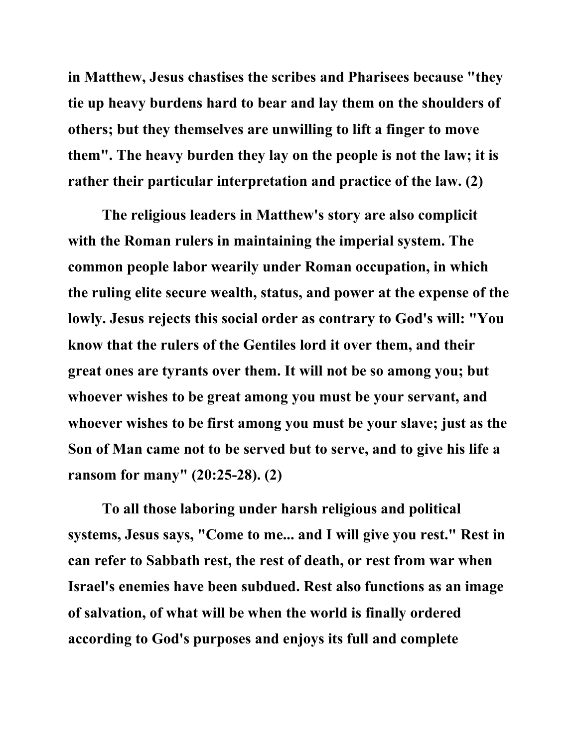**in Matthew, Jesus chastises the scribes and Pharisees because "they tie up heavy burdens hard to bear and lay them on the shoulders of others; but they themselves are unwilling to lift a finger to move them". The heavy burden they lay on the people is not the law; it is rather their particular interpretation and practice of the law. (2)**

**The religious leaders in Matthew's story are also complicit with the Roman rulers in maintaining the imperial system. The common people labor wearily under Roman occupation, in which the ruling elite secure wealth, status, and power at the expense of the lowly. Jesus rejects this social order as contrary to God's will: "You know that the rulers of the Gentiles lord it over them, and their great ones are tyrants over them. It will not be so among you; but whoever wishes to be great among you must be your servant, and whoever wishes to be first among you must be your slave; just as the Son of Man came not to be served but to serve, and to give his life a ransom for many" (20:25-28). (2)**

**To all those laboring under harsh religious and political systems, Jesus says, "Come to me... and I will give you rest." Rest in can refer to Sabbath rest, the rest of death, or rest from war when Israel's enemies have been subdued. Rest also functions as an image of salvation, of what will be when the world is finally ordered according to God's purposes and enjoys its full and complete**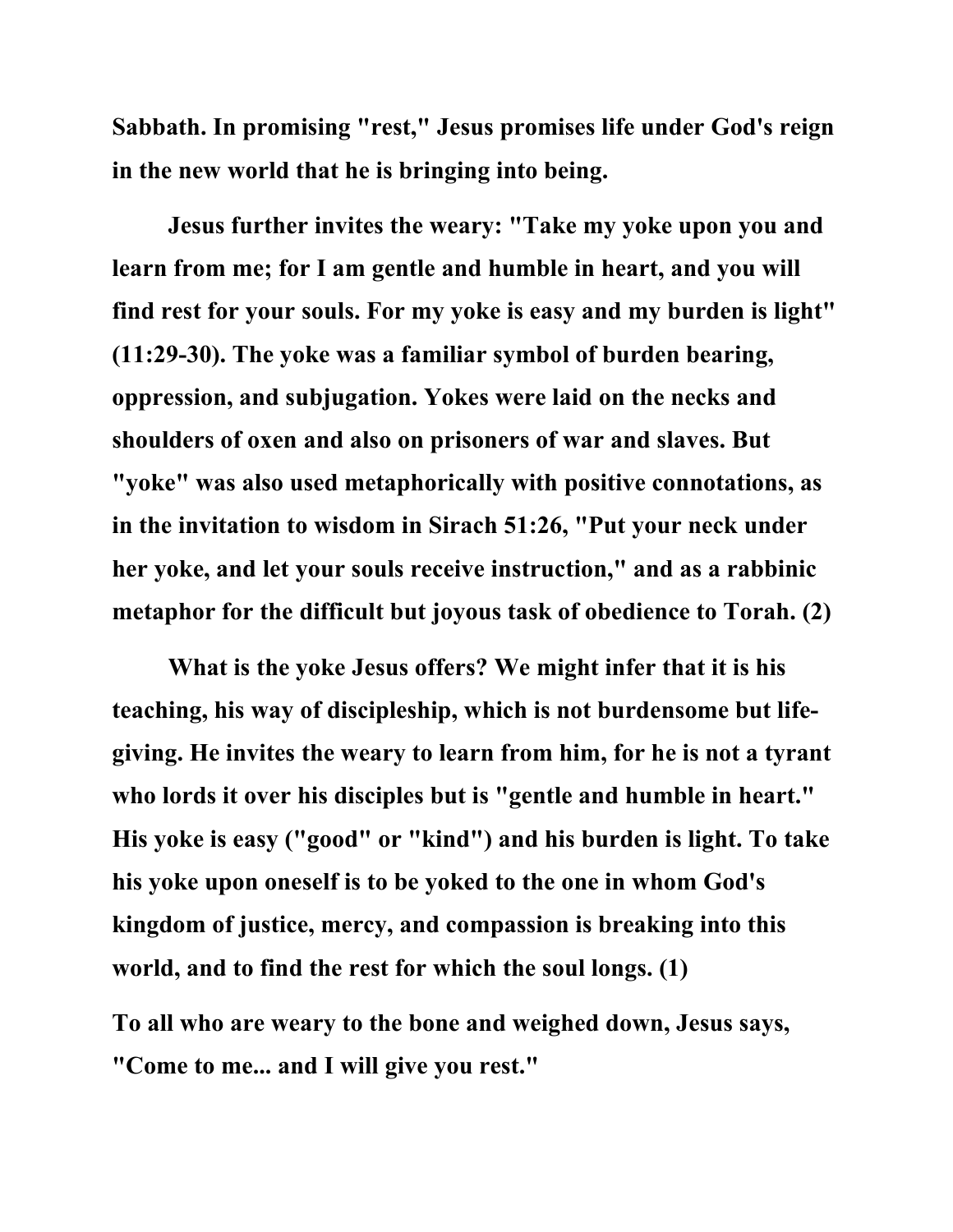**Sabbath. In promising "rest," Jesus promises life under God's reign in the new world that he is bringing into being.**

**Jesus further invites the weary: "Take my yoke upon you and learn from me; for I am gentle and humble in heart, and you will find rest for your souls. For my yoke is easy and my burden is light" (11:29-30). The yoke was a familiar symbol of burden bearing, oppression, and subjugation. Yokes were laid on the necks and shoulders of oxen and also on prisoners of war and slaves. But "yoke" was also used metaphorically with positive connotations, as in the invitation to wisdom in Sirach 51:26, "Put your neck under her yoke, and let your souls receive instruction," and as a rabbinic metaphor for the difficult but joyous task of obedience to Torah. (2)**

**What is the yoke Jesus offers? We might infer that it is his teaching, his way of discipleship, which is not burdensome but life-giving. He invites the weary to learn from him, for he is not a tyrant who lords it over his disciples but is "gentle and humble in heart." His yoke is easy ("good" or "kind") and his burden is light. To take his yoke upon oneself is to be yoked to the one in whom God's kingdom of justice, mercy, and compassion is breaking into this world, and to find the rest for which the soul longs. (1)**

**To all who are weary to the bone and weighed down, Jesus says, "Come to me... and I will give you rest."**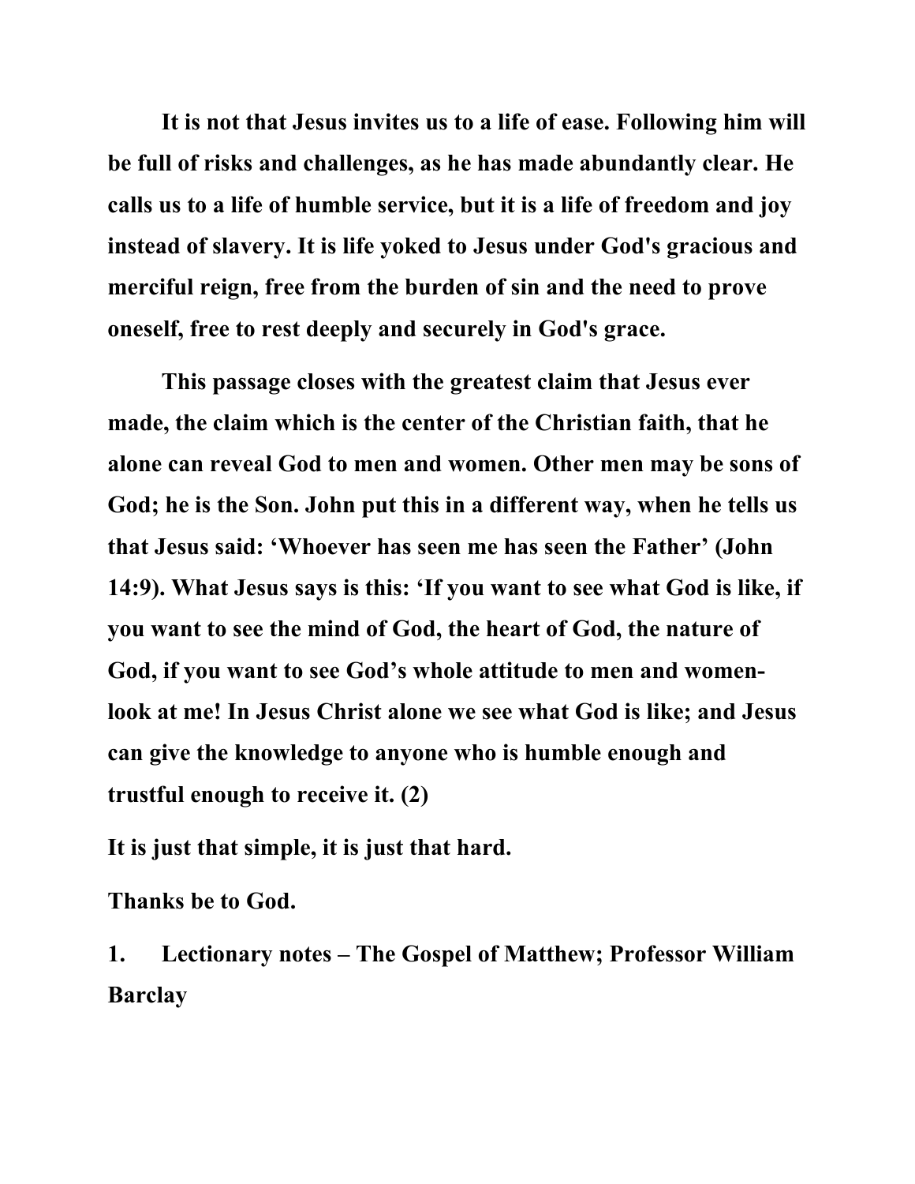**It is not that Jesus invites us to a life of ease. Following him will be full of risks and challenges, as he has made abundantly clear. He calls us to a life of humble service, but it is a life of freedom and joy instead of slavery. It is life yoked to Jesus under God's gracious and merciful reign, free from the burden of sin and the need to prove oneself, free to rest deeply and securely in God's grace.**

**This passage closes with the greatest claim that Jesus ever made, the claim which is the center of the Christian faith, that he alone can reveal God to men and women. Other men may be sons of God; he is the Son. John put this in a different way, when he tells us that Jesus said: 'Whoever has seen me has seen the Father' (John 14:9). What Jesus says is this: 'If you want to see what God is like, if you want to see the mind of God, the heart of God, the nature of God, if you want to see God's whole attitude to men and women-look at me! In Jesus Christ alone we see what God is like; and Jesus can give the knowledge to anyone who is humble enough and trustful enough to receive it. (2)**

**It is just that simple, it is just that hard.**

**Thanks be to God.**

1. **Lectionary notes – The Gospel of Matthew; Professor William Barclay**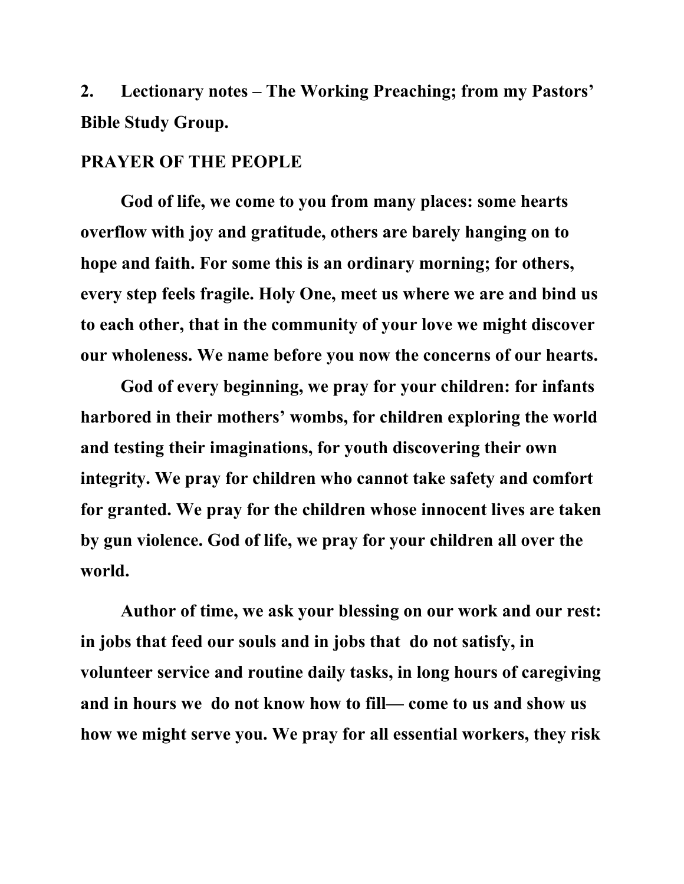**2. Lectionary notes – The Working Preaching; from my Pastors' Bible Study Group.**

**PRAYER OF THE PEOPLE**

**God of life, we come to you from many places: some hearts overflow with joy and gratitude, others are barely hanging on to hope and faith. For some this is an ordinary morning; for others, every step feels fragile. Holy One, meet us where we are and bind us to each other, that in the community of your love we might discover our wholeness. We name before you now the concerns of our hearts.**

**God of every beginning, we pray for your children: for infants harbored in their mothers' wombs, for children exploring the world and testing their imaginations, for youth discovering their own integrity. We pray for children who cannot take safety and comfort for granted. We pray for the children whose innocent lives are taken by gun violence. God of life, we pray for your children all over the world.**

**Author of time, we ask your blessing on our work and our rest: in jobs that feed our souls and in jobs that do not satisfy, in volunteer service and routine daily tasks, in long hours of caregiving and in hours we do not know how to fill— come to us and show us how we might serve you. We pray for all essential workers, they risk**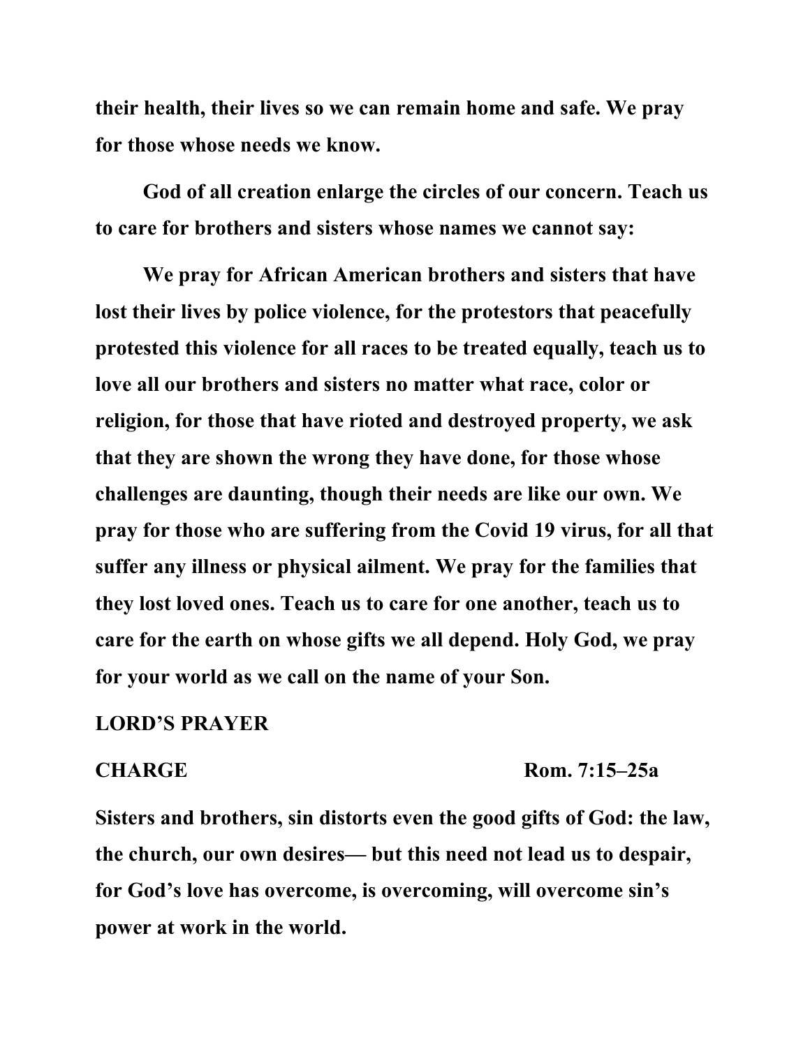**their health, their lives so we can remain home and safe. We pray for those whose needs we know.**

**God of all creation enlarge the circles of our concern. Teach us to care for brothers and sisters whose names we cannot say:**

**We pray for African American brothers and sisters that have lost their lives by police violence, for the protestors that peacefully protested this violence for all races to be treated equally, teach us to love all our brothers and sisters no matter what race, color or religion, for those that have rioted and destroyed property, we ask that they are shown the wrong they have done, for those whose challenges are daunting, though their needs are like our own. We pray for those who are suffering from the Covid 19 virus, for all that suffer any illness or physical ailment. We pray for the families that they lost loved ones. Teach us to care for one another, teach us to care for the earth on whose gifts we all depend. Holy God, we pray for your world as we call on the name of your Son.**

**LORD'S PRAYER**

**CHARGE** **Rom. 7:15–25a**

**Sisters and brothers, sin distorts even the good gifts of God: the law, the church, our own desires— but this need not lead us to despair, for God's love has overcome, is overcoming, will overcome sin's power at work in the world.**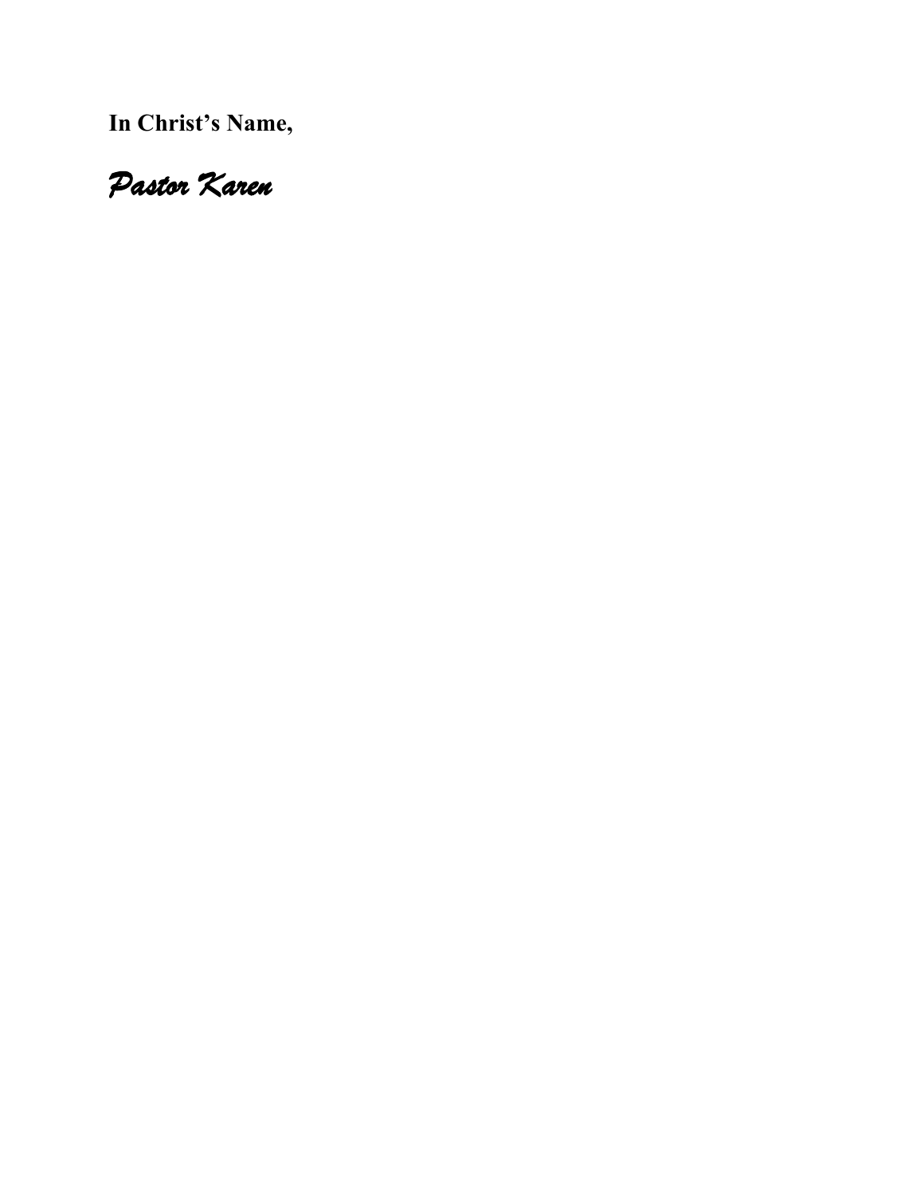**In Christ's Name,**

*Pastor Karen*